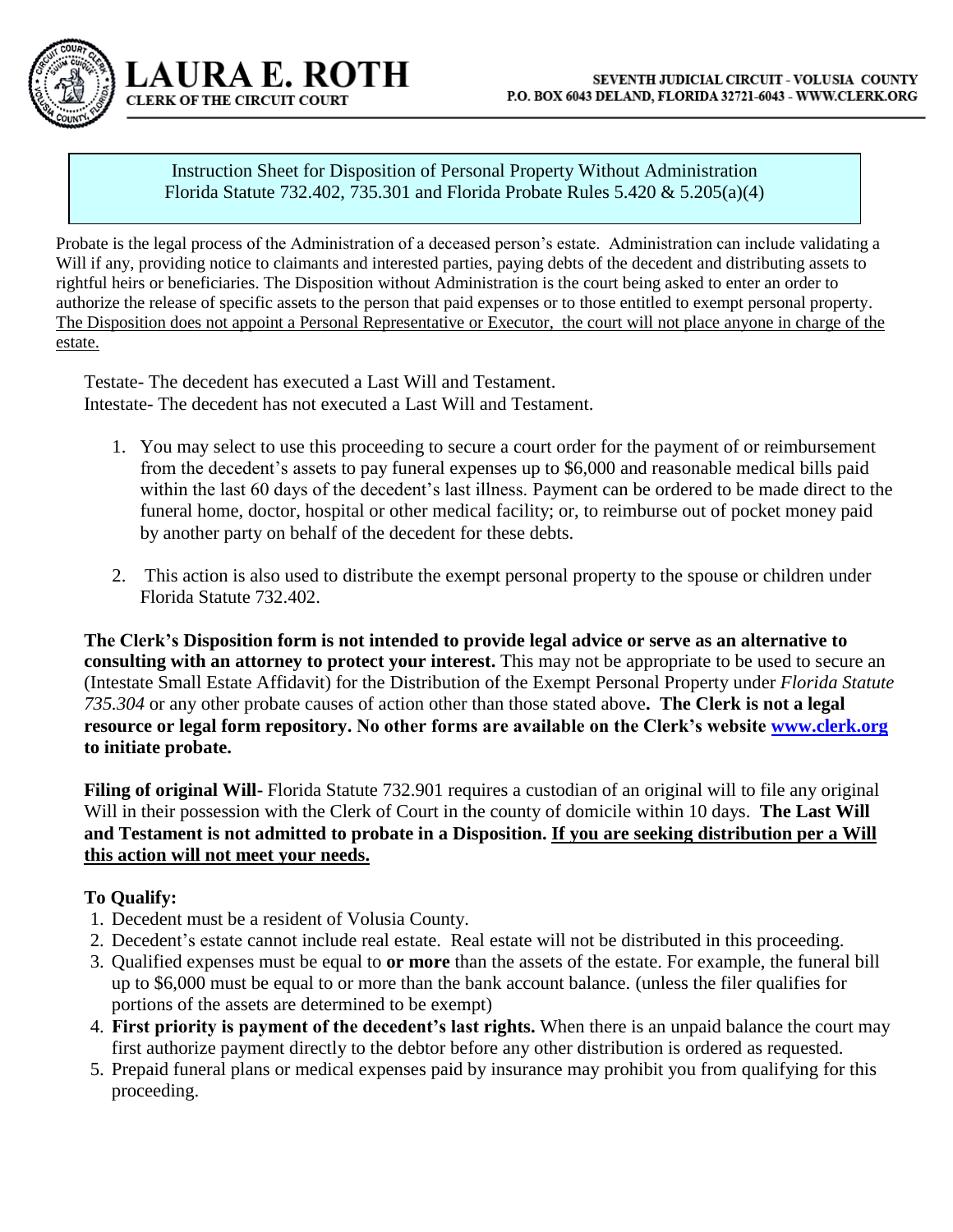# LAURA E. ROTH
**CLERK OF THE CIRCUIT COURT**

**SEVENTH JUDICIAL CIRCUIT - VOLUSIA COUNTY**
**P.O. BOX 6043 DELAND, FLORIDA 32721-6043 - WWW.CLERK.ORG**

## Instruction Sheet for Disposition of Personal Property Without Administration
Florida Statute 732.402, 735.301 and Florida Probate Rules 5.420 & 5.205(a)(4)

Probate is the legal process of the Administration of a deceased person's estate. Administration can include validating a Will if any, providing notice to claimants and interested parties, paying debts of the decedent and distributing assets to rightful heirs or beneficiaries. The Disposition without Administration is the court being asked to enter an order to authorize the release of specific assets to the person that paid expenses or to those entitled to exempt personal property. <u>The Disposition does not appoint a Personal Representative or Executor, the court will not place anyone in charge of the estate.</u>

Testate- The decedent has executed a Last Will and Testament.
Intestate- The decedent has not executed a Last Will and Testament.

1. You may select to use this proceeding to secure a court order for the payment of or reimbursement from the decedent's assets to pay funeral expenses up to $6,000 and reasonable medical bills paid within the last 60 days of the decedent's last illness. Payment can be ordered to be made direct to the funeral home, doctor, hospital or other medical facility; or, to reimburse out of pocket money paid by another party on behalf of the decedent for these debts.
2. This action is also used to distribute the exempt personal property to the spouse or children under Florida Statute 732.402.

**The Clerk's Disposition form is not intended to provide legal advice or serve as an alternative to consulting with an attorney to protect your interest.** This may not be appropriate to be used to secure an (Intestate Small Estate Affidavit) for the Distribution of the Exempt Personal Property under *Florida Statute 735.304* or any other probate causes of action other than those stated above**. The Clerk is not a legal resource or legal form repository. No other forms are available on the Clerk's website [www.clerk.org](http://www.clerk.org) to initiate probate.**

**Filing of original Will-** Florida Statute 732.901 requires a custodian of an original will to file any original Will in their possession with the Clerk of Court in the county of domicile within 10 days. **The Last Will and Testament is not admitted to probate in a Disposition. <u>If you are seeking distribution per a Will this action will not meet your needs.</u>**

**To Qualify:**

1. Decedent must be a resident of Volusia County.
2. Decedent's estate cannot include real estate. Real estate will not be distributed in this proceeding.
3. Qualified expenses must be equal to **or more** than the assets of the estate. For example, the funeral bill up to $6,000 must be equal to or more than the bank account balance. (unless the filer qualifies for portions of the assets are determined to be exempt)
4. **First priority is payment of the decedent's last rights.** When there is an unpaid balance the court may first authorize payment directly to the debtor before any other distribution is ordered as requested.
5. Prepaid funeral plans or medical expenses paid by insurance may prohibit you from qualifying for this proceeding.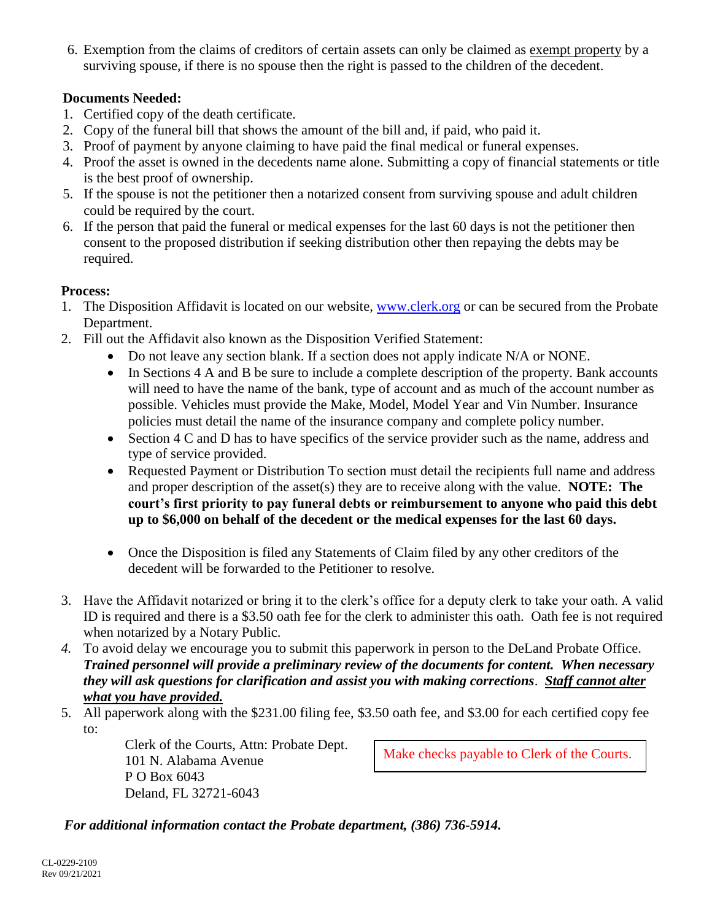6. Exemption from the claims of creditors of certain assets can only be claimed as <u>exempt property</u> by a surviving spouse, if there is no spouse then the right is passed to the children of the decedent.

**Documents Needed:**

1. Certified copy of the death certificate.
2. Copy of the funeral bill that shows the amount of the bill and, if paid, who paid it.
3. Proof of payment by anyone claiming to have paid the final medical or funeral expenses.
4. Proof the asset is owned in the decedents name alone. Submitting a copy of financial statements or title is the best proof of ownership.
5. If the spouse is not the petitioner then a notarized consent from surviving spouse and adult children could be required by the court.
6. If the person that paid the funeral or medical expenses for the last 60 days is not the petitioner then consent to the proposed distribution if seeking distribution other then repaying the debts may be required.

**Process:**

1. The Disposition Affidavit is located on our website, www.clerk.org or can be secured from the Probate Department.
2. Fill out the Affidavit also known as the Disposition Verified Statement:
   - Do not leave any section blank. If a section does not apply indicate N/A or NONE.
   - In Sections 4 A and B be sure to include a complete description of the property. Bank accounts will need to have the name of the bank, type of account and as much of the account number as possible. Vehicles must provide the Make, Model, Model Year and Vin Number. Insurance policies must detail the name of the insurance company and complete policy number.
   - Section 4 C and D has to have specifics of the service provider such as the name, address and type of service provided.
   - Requested Payment or Distribution To section must detail the recipients full name and address and proper description of the asset(s) they are to receive along with the value. **NOTE: The court's first priority to pay funeral debts or reimbursement to anyone who paid this debt up to $6,000 on behalf of the decedent or the medical expenses for the last 60 days.**
   - Once the Disposition is filed any Statements of Claim filed by any other creditors of the decedent will be forwarded to the Petitioner to resolve.
3. Have the Affidavit notarized or bring it to the clerk's office for a deputy clerk to take your oath. A valid ID is required and there is a $3.50 oath fee for the clerk to administer this oath. Oath fee is not required when notarized by a Notary Public.
4. To avoid delay we encourage you to submit this paperwork in person to the DeLand Probate Office. ***Trained personnel will provide a preliminary review of the documents for content. When necessary they will ask questions for clarification and assist you with making corrections***. ***<u>Staff cannot alter what you have provided.</u>***
5. All paperwork along with the $231.00 filing fee, $3.50 oath fee, and $3.00 for each certified copy fee to:

   Clerk of the Courts, Attn: Probate Dept.
   101 N. Alabama Avenue
   P O Box 6043
   Deland, FL 32721-6043

Make checks payable to Clerk of the Courts.

***For additional information contact the Probate department, (386) 736-5914.***

CL-0229-2109
Rev 09/21/2021